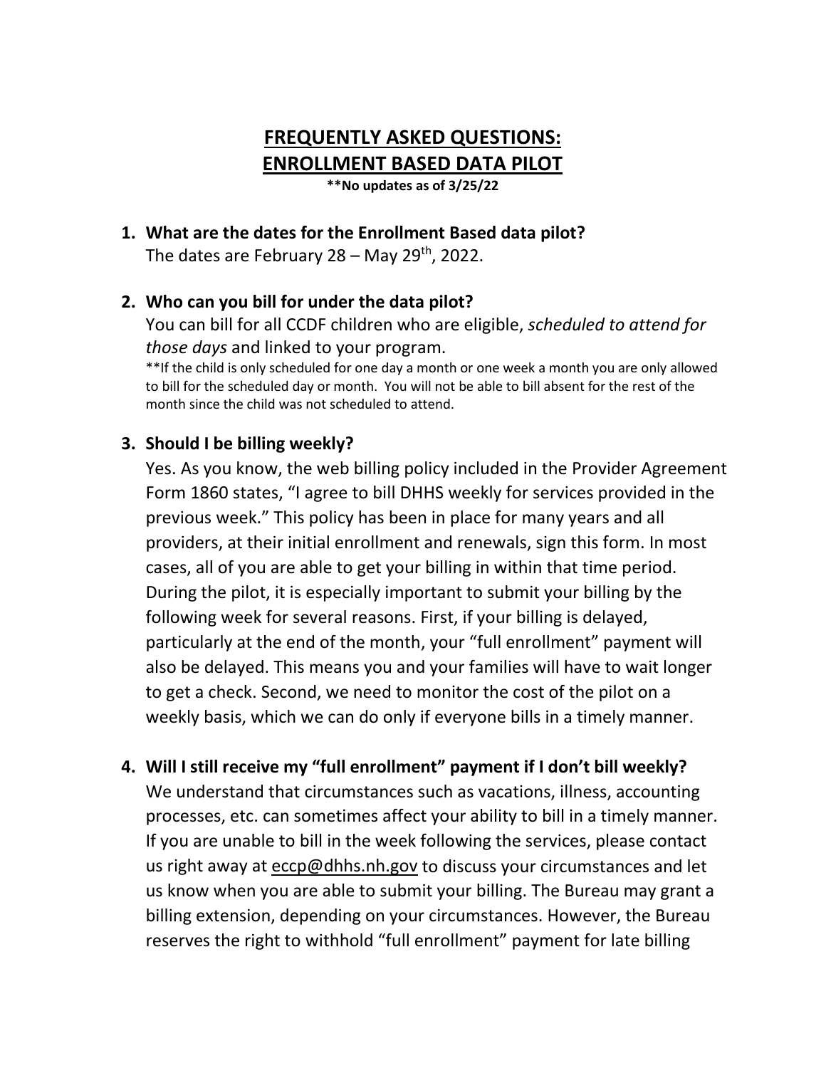# FREQUENTLY ASKED QUESTIONS: ENROLLMENT BASED DATA PILOT

**\*\*No updates as of 3/25/22**

1. **What are the dates for the Enrollment Based data pilot?**
   The dates are February 28 – May 29th, 2022.

2. **Who can you bill for under the data pilot?**
   You can bill for all CCDF children who are eligible, *scheduled to attend for those days* and linked to your program.
   **If the child is only scheduled for one day a month or one week a month you are only allowed to bill for the scheduled day or month. You will not be able to bill absent for the rest of the month since the child was not scheduled to attend.

3. **Should I be billing weekly?**
   Yes. As you know, the web billing policy included in the Provider Agreement Form 1860 states, "I agree to bill DHHS weekly for services provided in the previous week." This policy has been in place for many years and all providers, at their initial enrollment and renewals, sign this form. In most cases, all of you are able to get your billing in within that time period. During the pilot, it is especially important to submit your billing by the following week for several reasons. First, if your billing is delayed, particularly at the end of the month, your "full enrollment" payment will also be delayed. This means you and your families will have to wait longer to get a check. Second, we need to monitor the cost of the pilot on a weekly basis, which we can do only if everyone bills in a timely manner.

4. **Will I still receive my "full enrollment" payment if I don't bill weekly?**
   We understand that circumstances such as vacations, illness, accounting processes, etc. can sometimes affect your ability to bill in a timely manner. If you are unable to bill in the week following the services, please contact us right away at eccp@dhhs.nh.gov to discuss your circumstances and let us know when you are able to submit your billing. The Bureau may grant a billing extension, depending on your circumstances. However, the Bureau reserves the right to withhold "full enrollment" payment for late billing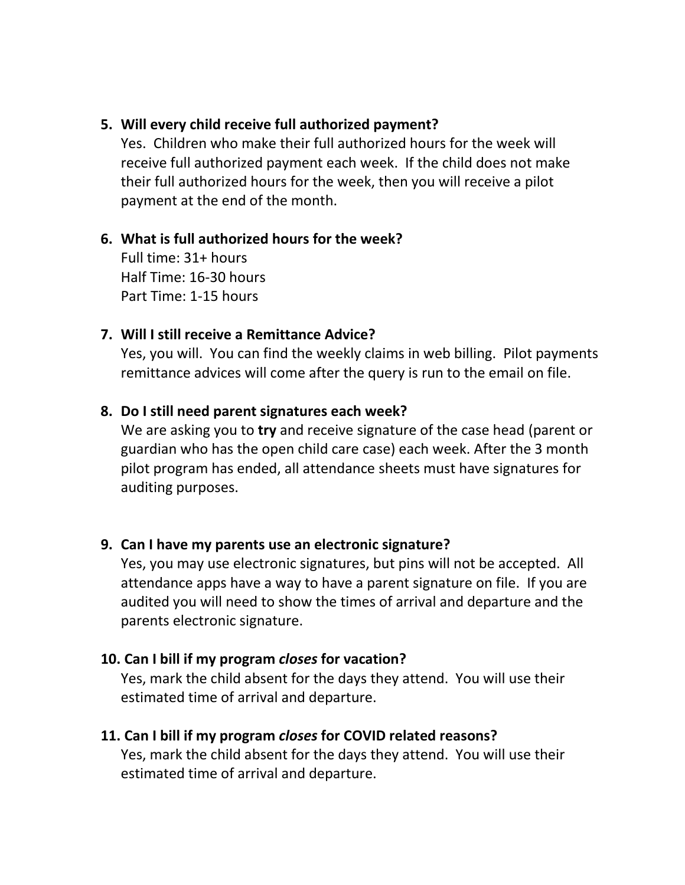5. **Will every child receive full authorized payment?**
   Yes. Children who make their full authorized hours for the week will receive full authorized payment each week. If the child does not make their full authorized hours for the week, then you will receive a pilot payment at the end of the month.

6. **What is full authorized hours for the week?**
   Full time: 31+ hours
   Half Time: 16-30 hours
   Part Time: 1-15 hours

7. **Will I still receive a Remittance Advice?**
   Yes, you will. You can find the weekly claims in web billing. Pilot payments remittance advices will come after the query is run to the email on file.

8. **Do I still need parent signatures each week?**
   We are asking you to **try** and receive signature of the case head (parent or guardian who has the open child care case) each week. After the 3 month pilot program has ended, all attendance sheets must have signatures for auditing purposes.

9. **Can I have my parents use an electronic signature?**
   Yes, you may use electronic signatures, but pins will not be accepted. All attendance apps have a way to have a parent signature on file. If you are audited you will need to show the times of arrival and departure and the parents electronic signature.

10. **Can I bill if my program *closes* for vacation?**
    Yes, mark the child absent for the days they attend. You will use their estimated time of arrival and departure.

11. **Can I bill if my program *closes* for COVID related reasons?**
    Yes, mark the child absent for the days they attend. You will use their estimated time of arrival and departure.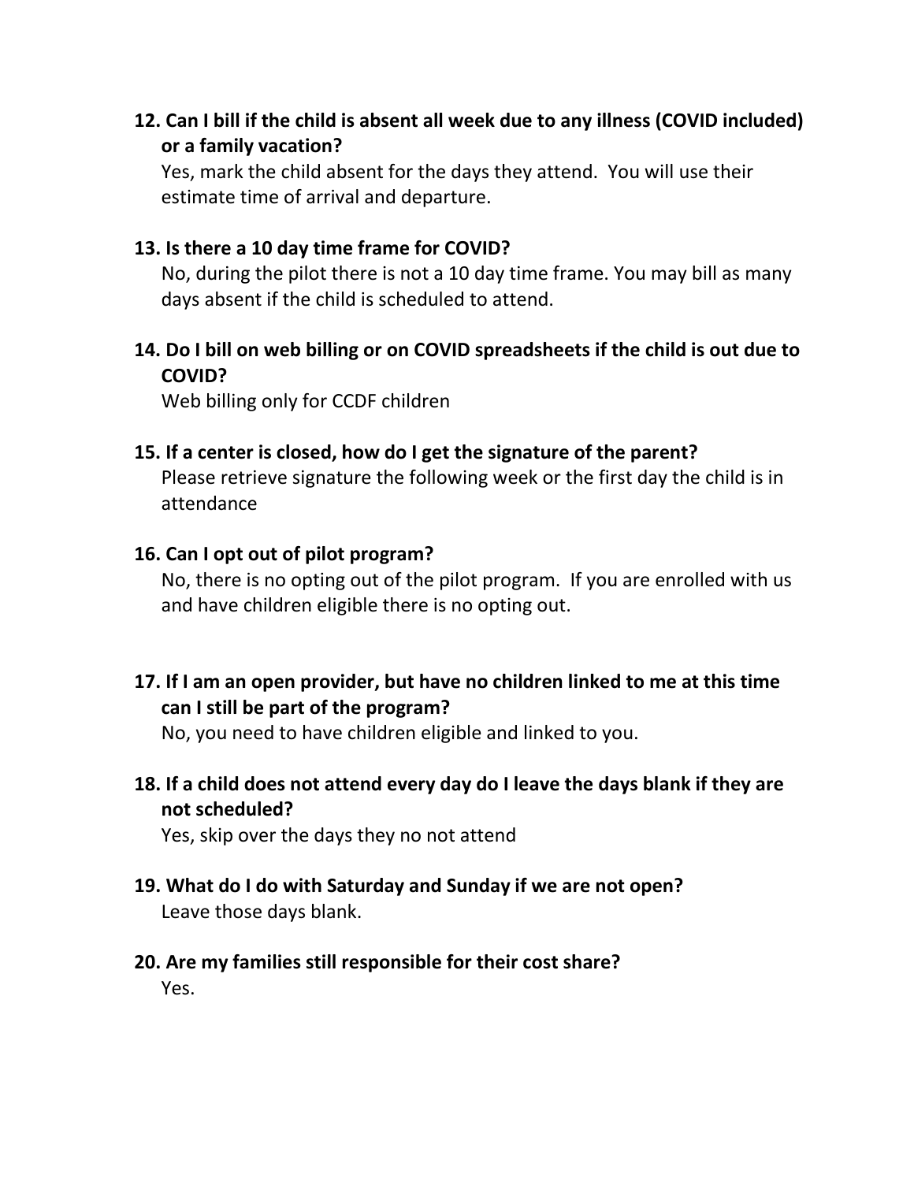**12. Can I bill if the child is absent all week due to any illness (COVID included) or a family vacation?**

Yes, mark the child absent for the days they attend. You will use their estimate time of arrival and departure.

**13. Is there a 10 day time frame for COVID?**

No, during the pilot there is not a 10 day time frame. You may bill as many days absent if the child is scheduled to attend.

**14. Do I bill on web billing or on COVID spreadsheets if the child is out due to COVID?**

Web billing only for CCDF children

**15. If a center is closed, how do I get the signature of the parent?**

Please retrieve signature the following week or the first day the child is in attendance

**16. Can I opt out of pilot program?**

No, there is no opting out of the pilot program. If you are enrolled with us and have children eligible there is no opting out.

**17. If I am an open provider, but have no children linked to me at this time can I still be part of the program?**

No, you need to have children eligible and linked to you.

**18. If a child does not attend every day do I leave the days blank if they are not scheduled?**

Yes, skip over the days they no not attend

**19. What do I do with Saturday and Sunday if we are not open?**

Leave those days blank.

**20. Are my families still responsible for their cost share?**

Yes.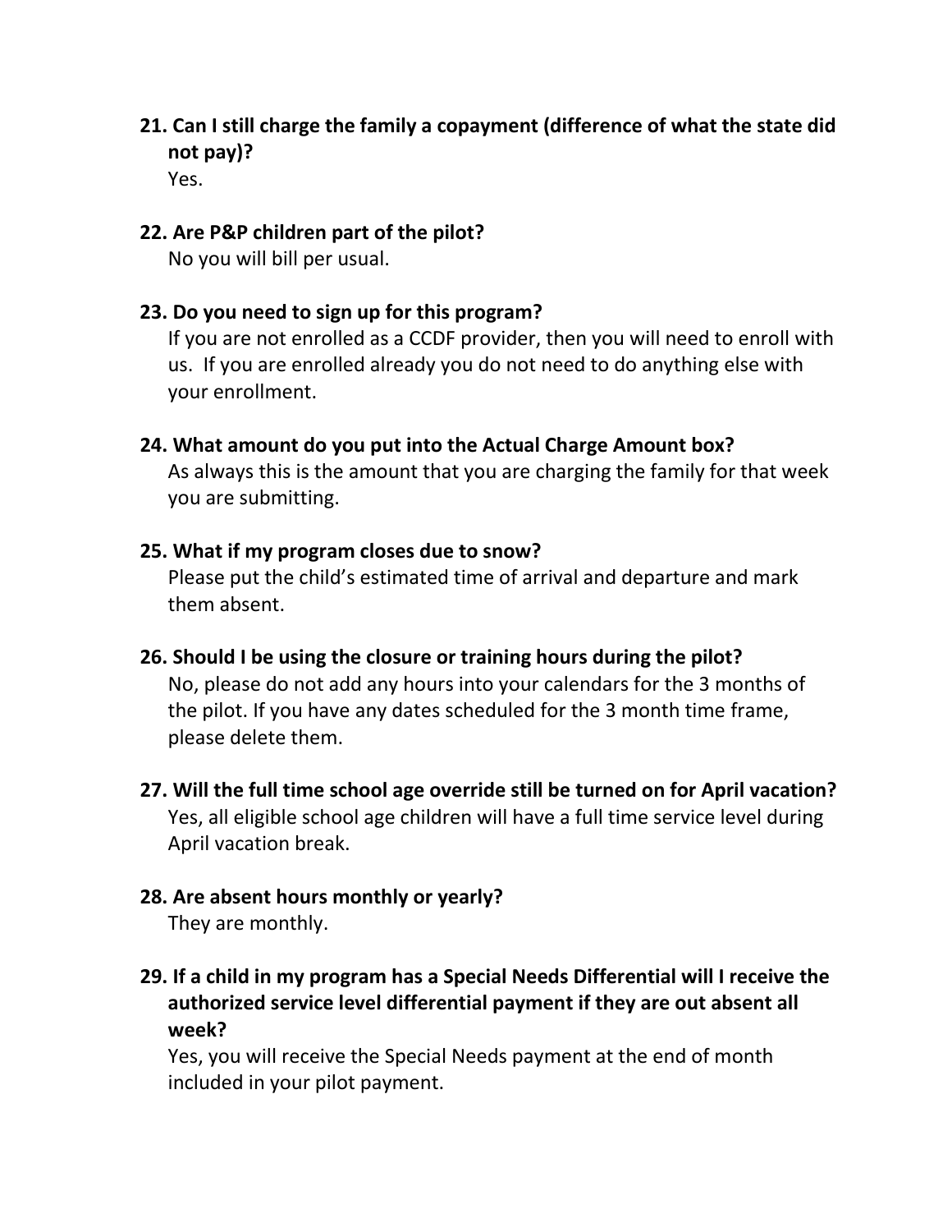**21. Can I still charge the family a copayment (difference of what the state did not pay)?**

Yes.

**22. Are P&P children part of the pilot?**

No you will bill per usual.

**23. Do you need to sign up for this program?**

If you are not enrolled as a CCDF provider, then you will need to enroll with us. If you are enrolled already you do not need to do anything else with your enrollment.

**24. What amount do you put into the Actual Charge Amount box?**

As always this is the amount that you are charging the family for that week you are submitting.

**25. What if my program closes due to snow?**

Please put the child's estimated time of arrival and departure and mark them absent.

**26. Should I be using the closure or training hours during the pilot?**

No, please do not add any hours into your calendars for the 3 months of the pilot. If you have any dates scheduled for the 3 month time frame, please delete them.

**27. Will the full time school age override still be turned on for April vacation?**

Yes, all eligible school age children will have a full time service level during April vacation break.

**28. Are absent hours monthly or yearly?**

They are monthly.

**29. If a child in my program has a Special Needs Differential will I receive the authorized service level differential payment if they are out absent all week?**

Yes, you will receive the Special Needs payment at the end of month included in your pilot payment.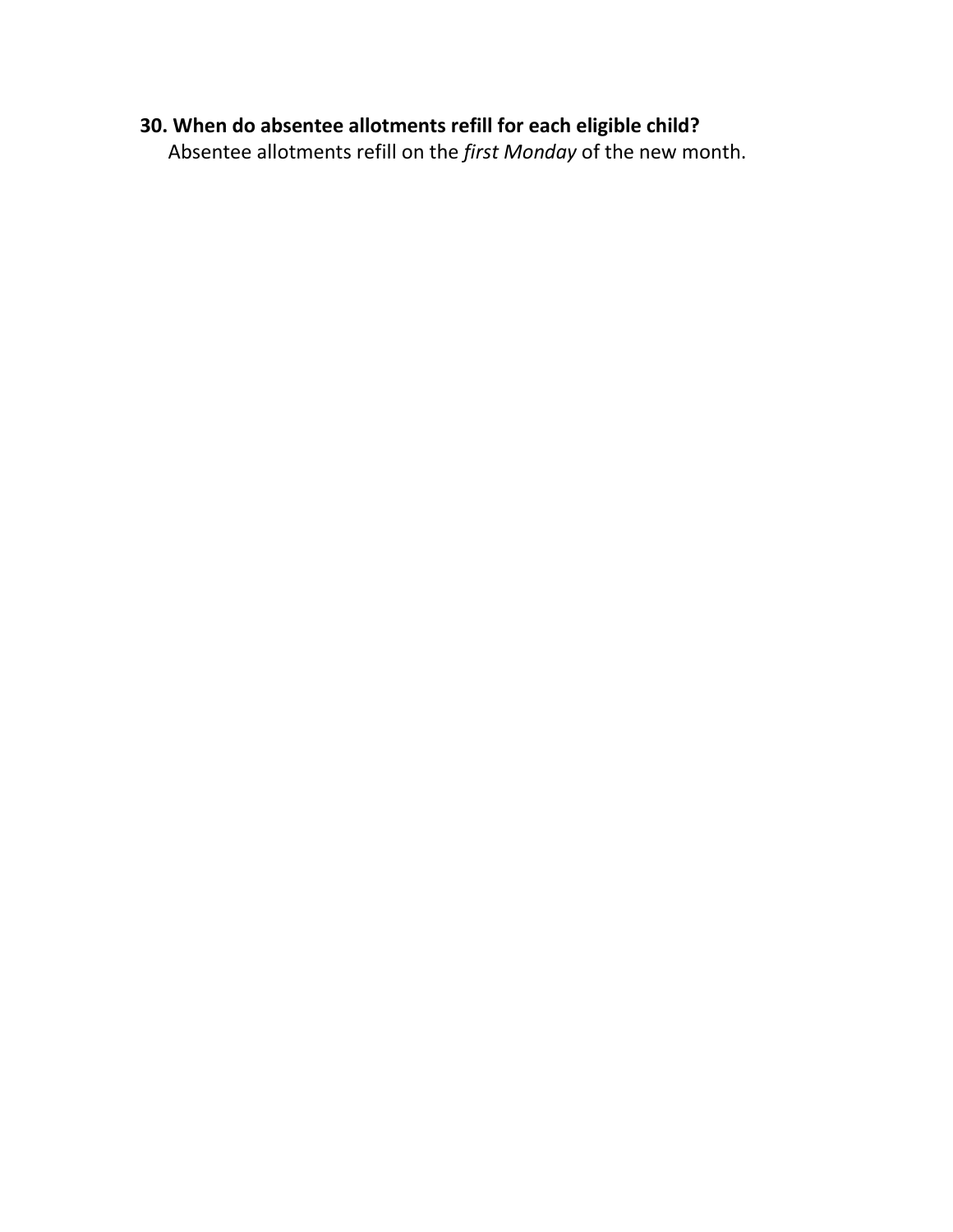**30. When do absentee allotments refill for each eligible child?**

Absentee allotments refill on the *first Monday* of the new month.